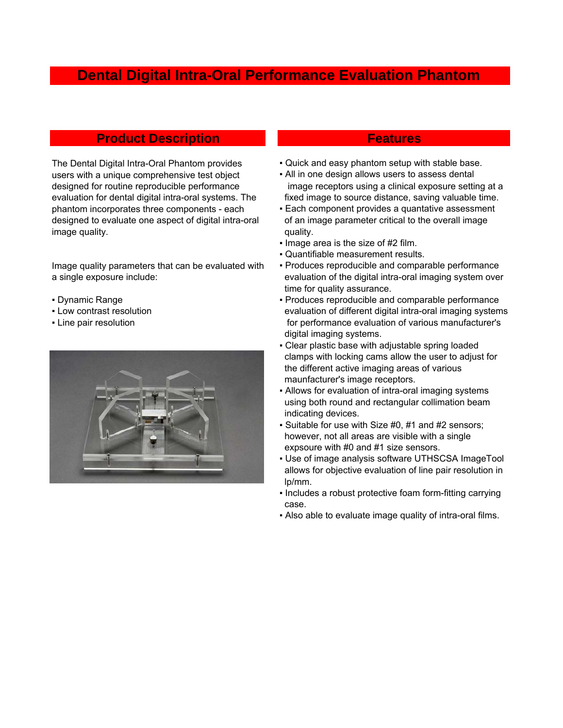# Dental Digital Intra-Oral Performance Evaluation Phantom

## Product Description

The Dental Digital Intra-Oral Phantom provides users with a unique comprehensive test object designed for routine reproducible performance evaluation for dental digital intra-oral systems. The phantom incorporates three components - each designed to evaluate one aspect of digital intra-oral image quality.

Image quality parameters that can be evaluated with a single exposure include:

- Dynamic Range
- Low contrast resolution
- Line pair resolution

## Features

- Quick and easy phantom setup with stable base.
- All in one design allows users to assess dental image receptors using a clinical exposure setting at a fixed image to source distance, saving valuable time.
- Each component provides a quantative assessment of an image parameter critical to the overall image quality.
- Image area is the size of #2 film.
- Quantifiable measurement results.
- Produces reproducible and comparable performance evaluation of the digital intra-oral imaging system over time for quality assurance.
- Produces reproducible and comparable performance evaluation of different digital intra-oral imaging systems for performance evaluation of various manufacturer's digital imaging systems.
- Clear plastic base with adjustable spring loaded clamps with locking cams allow the user to adjust for the different active imaging areas of various maunfacturer's image receptors.
- Allows for evaluation of intra-oral imaging systems using both round and rectangular collimation beam indicating devices.
- Suitable for use with Size #0, #1 and #2 sensors; however, not all areas are visible with a single expsoure with #0 and #1 size sensors.
- Use of image analysis software UTHSCSA ImageTool allows for objective evaluation of line pair resolution in lp/mm.
- Includes a robust protective foam form-fitting carrying case.
- Also able to evaluate image quality of intra-oral films.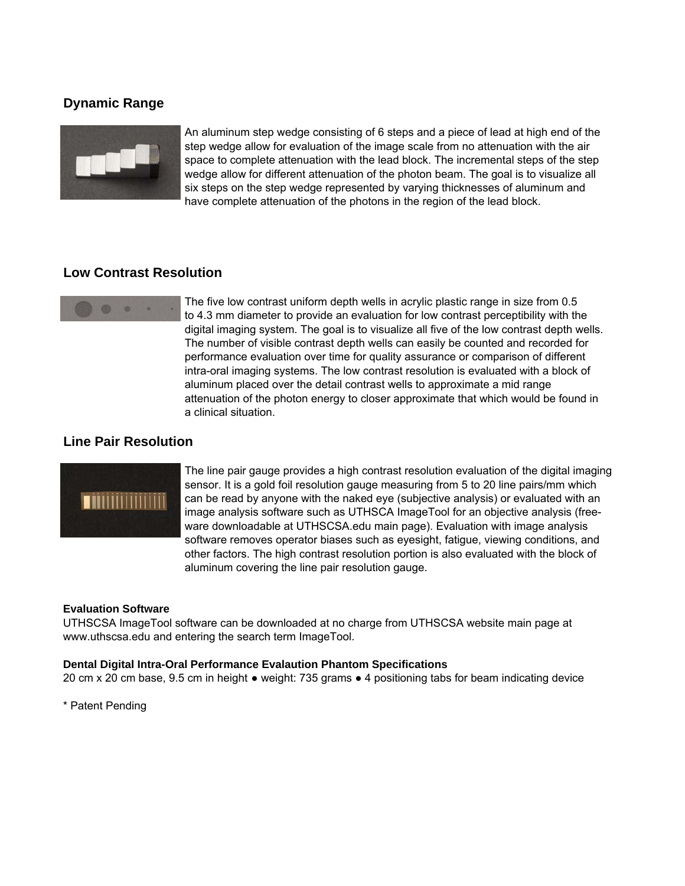## Dynamic Range

An aluminum step wedge consisting of 6 steps and a piece of lead at high end of the step wedge allow for evaluation of the image scale from no attenuation with the air space to complete attenuation with the lead block. The incremental steps of the step wedge allow for different attenuation of the photon beam. The goal is to visualize all six steps on the step wedge represented by varying thicknesses of aluminum and have complete attenuation of the photons in the region of the lead block.

## Low Contrast Resolution

The five low contrast uniform depth wells in acrylic plastic range in size from 0.5 to 4.3 mm diameter to provide an evaluation for low contrast perceptibility with the digital imaging system. The goal is to visualize all five of the low contrast depth wells. The number of visible contrast depth wells can easily be counted and recorded for performance evaluation over time for quality assurance or comparison of different intra-oral imaging systems. The low contrast resolution is evaluated with a block of aluminum placed over the detail contrast wells to approximate a mid range attenuation of the photon energy to closer approximate that which would be found in a clinical situation.

## Line Pair Resolution

The line pair gauge provides a high contrast resolution evaluation of the digital imaging sensor. It is a gold foil resolution gauge measuring from 5 to 20 line pairs/mm which can be read by anyone with the naked eye (subjective analysis) or evaluated with an image analysis software such as UTHSCA ImageTool for an objective analysis (free-ware downloadable at UTHSCSA.edu main page). Evaluation with image analysis software removes operator biases such as eyesight, fatigue, viewing conditions, and other factors. The high contrast resolution portion is also evaluated with the block of aluminum covering the line pair resolution gauge.

**Evaluation Software**

UTHSCSA ImageTool software can be downloaded at no charge from UTHSCSA website main page at www.uthscsa.edu and entering the search term ImageTool.

**Dental Digital Intra-Oral Performance Evalaution Phantom Specifications**

20 cm x 20 cm base, 9.5 cm in height ● weight: 735 grams ● 4 positioning tabs for beam indicating device

* Patent Pending